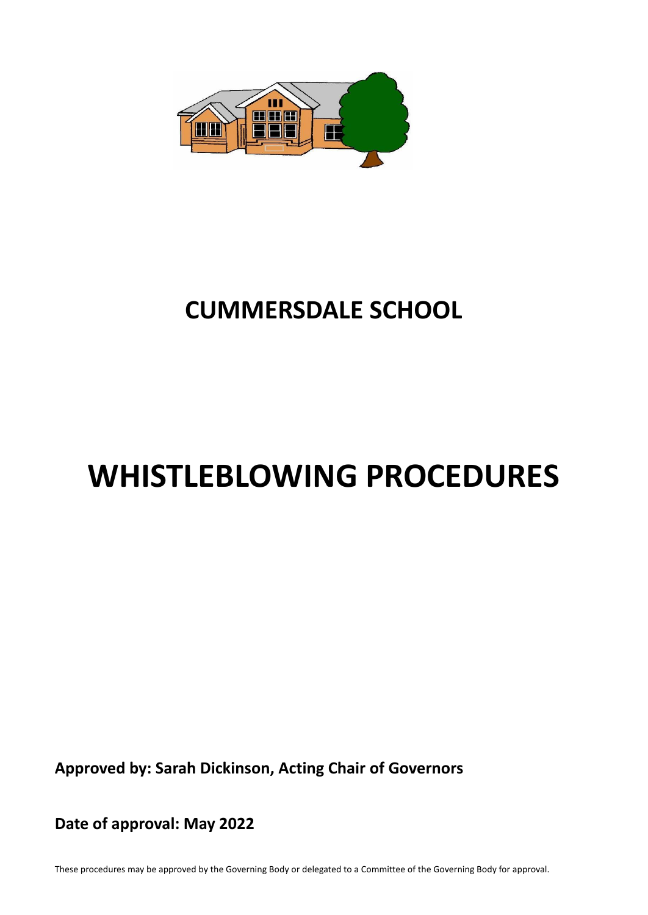# CUMMERSDALE SCHOOL

# WHISTLEBLOWING PROCEDURES

**Approved by: Sarah Dickinson, Acting Chair of Governors**

**Date of approval: May 2022**

These procedures may be approved by the Governing Body or delegated to a Committee of the Governing Body for approval.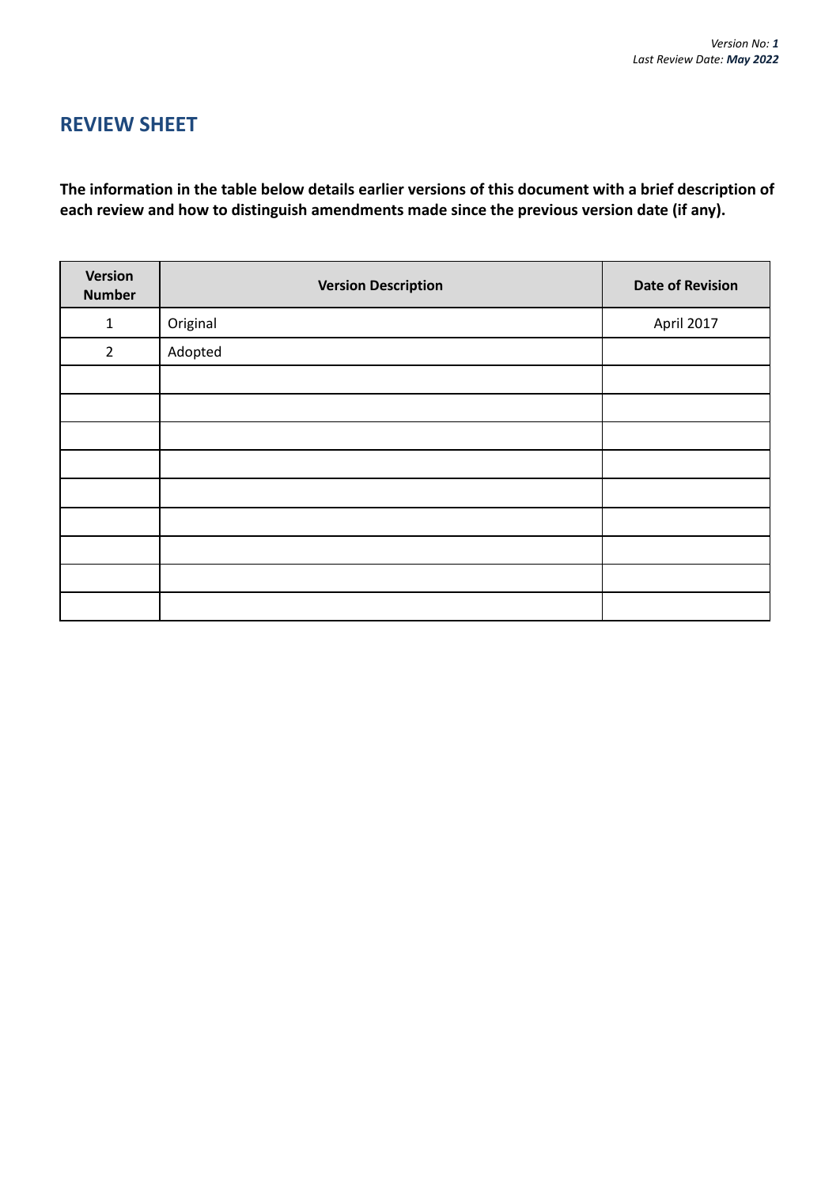## REVIEW SHEET

**The information in the table below details earlier versions of this document with a brief description of each review and how to distinguish amendments made since the previous version date (if any).**

| Version Number | Version Description | Date of Revision |
|---|---|---|
| 1 | Original | April 2017 |
| 2 | Adopted | |
| | | |
| | | |
| | | |
| | | |
| | | |
| | | |
| | | |
| | | |
| | | |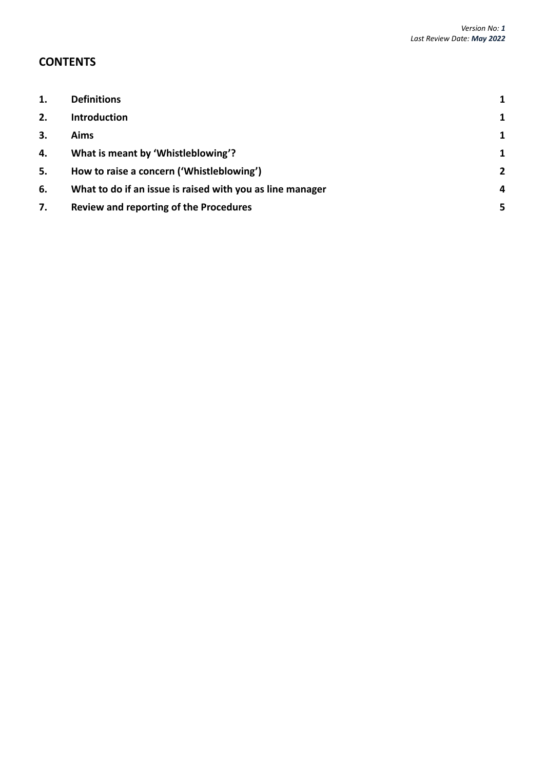*Version No: **1***
*Last Review Date: **May 2022***

## CONTENTS

| | | |
|---|---|---|
| **1.** | **Definitions** | **1** |
| **2.** | **Introduction** | **1** |
| **3.** | **Aims** | **1** |
| **4.** | **What is meant by 'Whistleblowing'?** | **1** |
| **5.** | **How to raise a concern ('Whistleblowing')** | **2** |
| **6.** | **What to do if an issue is raised with you as line manager** | **4** |
| **7.** | **Review and reporting of the Procedures** | **5** |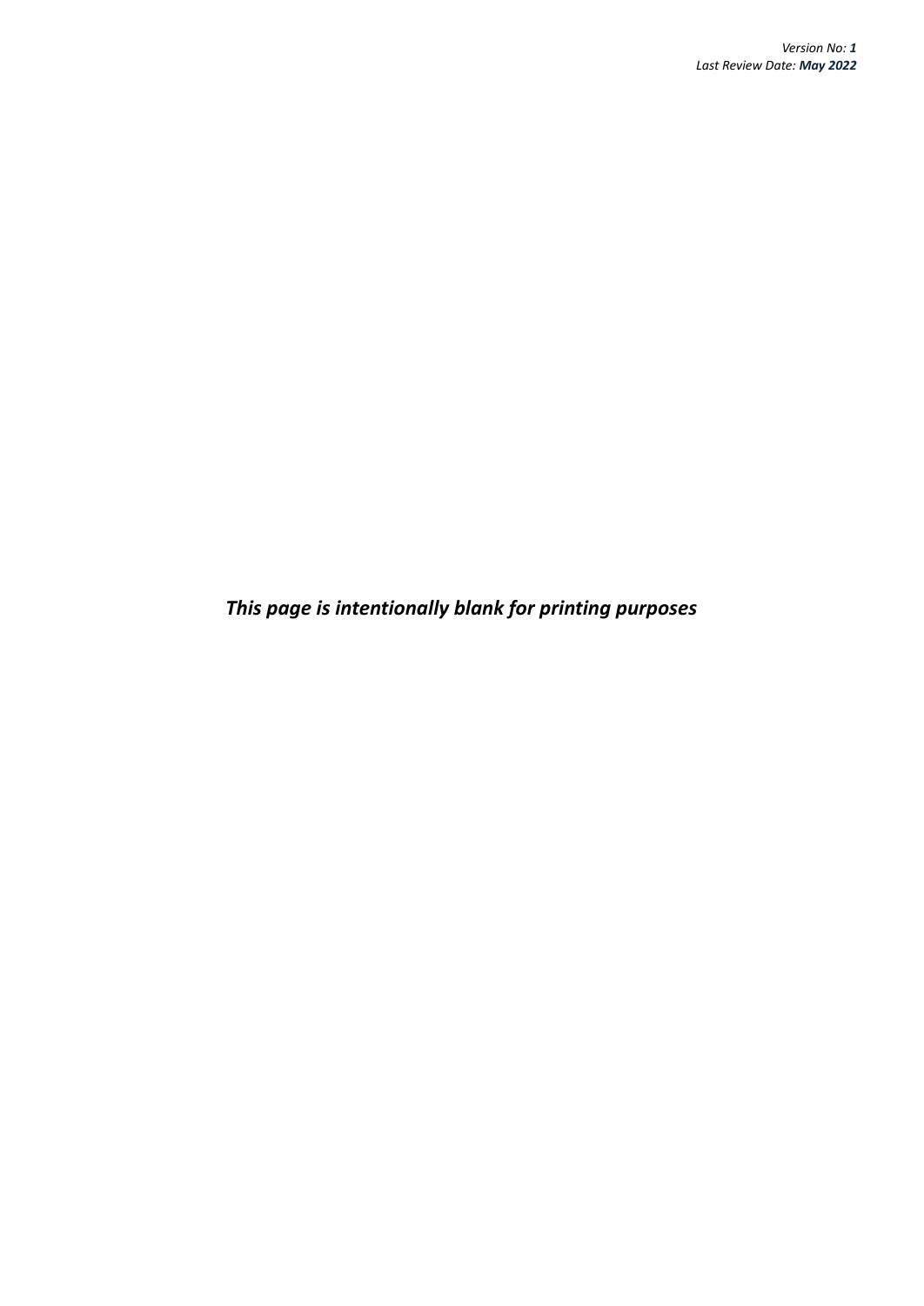*This page is intentionally blank for printing purposes*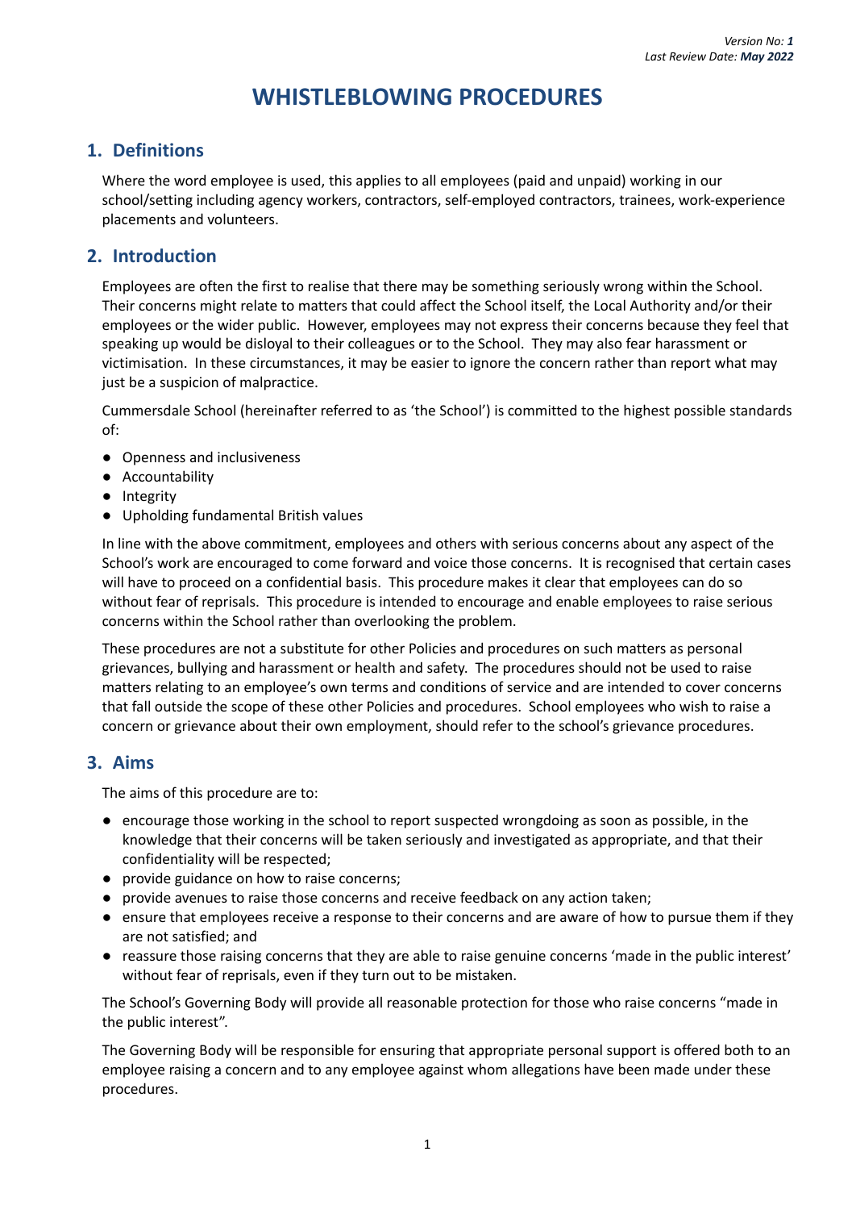Version No: ***1***
Last Review Date: ***May 2022***

# WHISTLEBLOWING PROCEDURES

## 1. Definitions

Where the word employee is used, this applies to all employees (paid and unpaid) working in our school/setting including agency workers, contractors, self-employed contractors, trainees, work-experience placements and volunteers.

## 2. Introduction

Employees are often the first to realise that there may be something seriously wrong within the School. Their concerns might relate to matters that could affect the School itself, the Local Authority and/or their employees or the wider public. However, employees may not express their concerns because they feel that speaking up would be disloyal to their colleagues or to the School. They may also fear harassment or victimisation. In these circumstances, it may be easier to ignore the concern rather than report what may just be a suspicion of malpractice.

Cummersdale School (hereinafter referred to as 'the School') is committed to the highest possible standards of:

- Openness and inclusiveness
- Accountability
- Integrity
- Upholding fundamental British values

In line with the above commitment, employees and others with serious concerns about any aspect of the School's work are encouraged to come forward and voice those concerns. It is recognised that certain cases will have to proceed on a confidential basis. This procedure makes it clear that employees can do so without fear of reprisals. This procedure is intended to encourage and enable employees to raise serious concerns within the School rather than overlooking the problem.

These procedures are not a substitute for other Policies and procedures on such matters as personal grievances, bullying and harassment or health and safety. The procedures should not be used to raise matters relating to an employee's own terms and conditions of service and are intended to cover concerns that fall outside the scope of these other Policies and procedures. School employees who wish to raise a concern or grievance about their own employment, should refer to the school's grievance procedures.

## 3. Aims

The aims of this procedure are to:

- encourage those working in the school to report suspected wrongdoing as soon as possible, in the knowledge that their concerns will be taken seriously and investigated as appropriate, and that their confidentiality will be respected;
- provide guidance on how to raise concerns;
- provide avenues to raise those concerns and receive feedback on any action taken;
- ensure that employees receive a response to their concerns and are aware of how to pursue them if they are not satisfied; and
- reassure those raising concerns that they are able to raise genuine concerns 'made in the public interest' without fear of reprisals, even if they turn out to be mistaken.

The School's Governing Body will provide all reasonable protection for those who raise concerns "made in the public interest".

The Governing Body will be responsible for ensuring that appropriate personal support is offered both to an employee raising a concern and to any employee against whom allegations have been made under these procedures.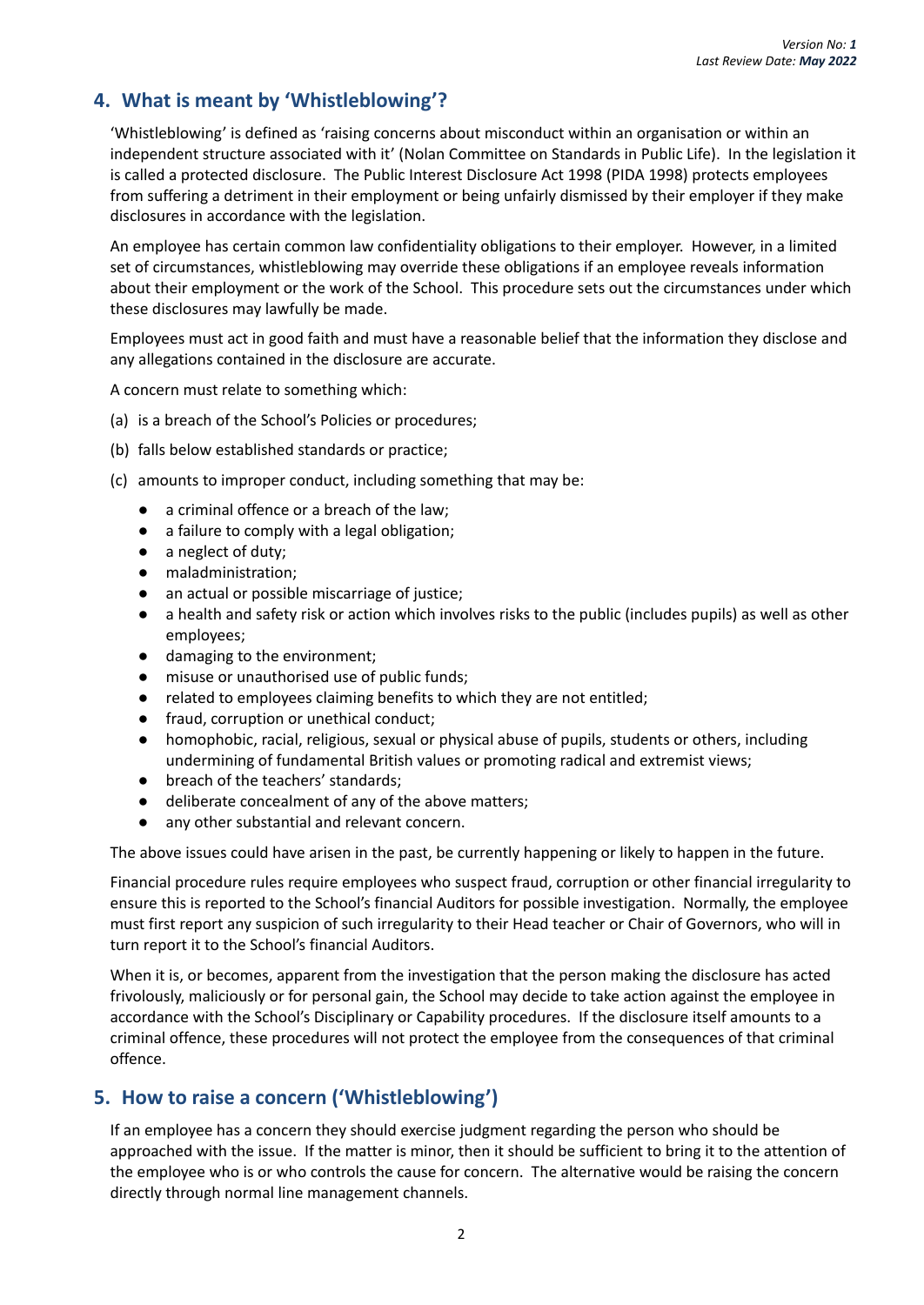## 4. What is meant by 'Whistleblowing'?

'Whistleblowing' is defined as 'raising concerns about misconduct within an organisation or within an independent structure associated with it' (Nolan Committee on Standards in Public Life). In the legislation it is called a protected disclosure. The Public Interest Disclosure Act 1998 (PIDA 1998) protects employees from suffering a detriment in their employment or being unfairly dismissed by their employer if they make disclosures in accordance with the legislation.

An employee has certain common law confidentiality obligations to their employer. However, in a limited set of circumstances, whistleblowing may override these obligations if an employee reveals information about their employment or the work of the School. This procedure sets out the circumstances under which these disclosures may lawfully be made.

Employees must act in good faith and must have a reasonable belief that the information they disclose and any allegations contained in the disclosure are accurate.

A concern must relate to something which:

(a) is a breach of the School's Policies or procedures;

(b) falls below established standards or practice;

(c) amounts to improper conduct, including something that may be:

- a criminal offence or a breach of the law;
- a failure to comply with a legal obligation;
- a neglect of duty;
- maladministration;
- an actual or possible miscarriage of justice;
- a health and safety risk or action which involves risks to the public (includes pupils) as well as other employees;
- damaging to the environment;
- misuse or unauthorised use of public funds;
- related to employees claiming benefits to which they are not entitled;
- fraud, corruption or unethical conduct;
- homophobic, racial, religious, sexual or physical abuse of pupils, students or others, including undermining of fundamental British values or promoting radical and extremist views;
- breach of the teachers' standards;
- deliberate concealment of any of the above matters;
- any other substantial and relevant concern.

The above issues could have arisen in the past, be currently happening or likely to happen in the future.

Financial procedure rules require employees who suspect fraud, corruption or other financial irregularity to ensure this is reported to the School's financial Auditors for possible investigation. Normally, the employee must first report any suspicion of such irregularity to their Head teacher or Chair of Governors, who will in turn report it to the School's financial Auditors.

When it is, or becomes, apparent from the investigation that the person making the disclosure has acted frivolously, maliciously or for personal gain, the School may decide to take action against the employee in accordance with the School's Disciplinary or Capability procedures. If the disclosure itself amounts to a criminal offence, these procedures will not protect the employee from the consequences of that criminal offence.

## 5. How to raise a concern ('Whistleblowing')

If an employee has a concern they should exercise judgment regarding the person who should be approached with the issue. If the matter is minor, then it should be sufficient to bring it to the attention of the employee who is or who controls the cause for concern. The alternative would be raising the concern directly through normal line management channels.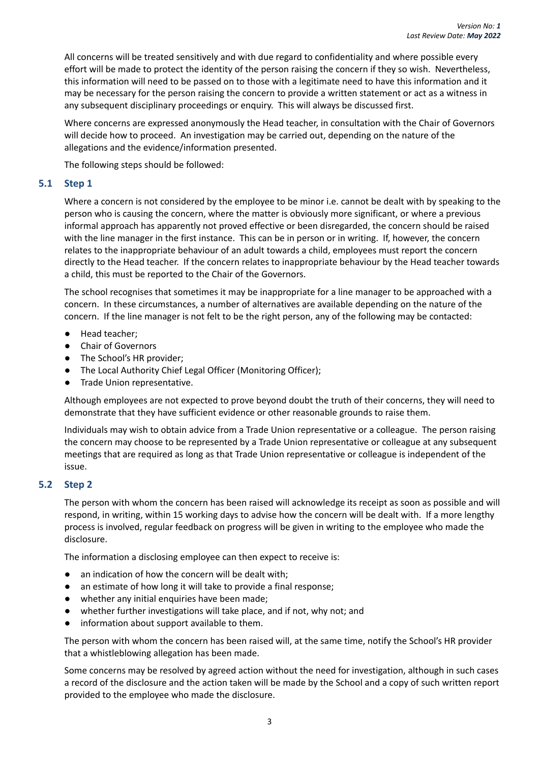All concerns will be treated sensitively and with due regard to confidentiality and where possible every effort will be made to protect the identity of the person raising the concern if they so wish. Nevertheless, this information will need to be passed on to those with a legitimate need to have this information and it may be necessary for the person raising the concern to provide a written statement or act as a witness in any subsequent disciplinary proceedings or enquiry. This will always be discussed first.

Where concerns are expressed anonymously the Head teacher, in consultation with the Chair of Governors will decide how to proceed. An investigation may be carried out, depending on the nature of the allegations and the evidence/information presented.

The following steps should be followed:

### 5.1 Step 1

Where a concern is not considered by the employee to be minor i.e. cannot be dealt with by speaking to the person who is causing the concern, where the matter is obviously more significant, or where a previous informal approach has apparently not proved effective or been disregarded, the concern should be raised with the line manager in the first instance. This can be in person or in writing. If, however, the concern relates to the inappropriate behaviour of an adult towards a child, employees must report the concern directly to the Head teacher. If the concern relates to inappropriate behaviour by the Head teacher towards a child, this must be reported to the Chair of the Governors.

The school recognises that sometimes it may be inappropriate for a line manager to be approached with a concern. In these circumstances, a number of alternatives are available depending on the nature of the concern. If the line manager is not felt to be the right person, any of the following may be contacted:

- Head teacher;
- Chair of Governors
- The School's HR provider;
- The Local Authority Chief Legal Officer (Monitoring Officer);
- Trade Union representative.

Although employees are not expected to prove beyond doubt the truth of their concerns, they will need to demonstrate that they have sufficient evidence or other reasonable grounds to raise them.

Individuals may wish to obtain advice from a Trade Union representative or a colleague. The person raising the concern may choose to be represented by a Trade Union representative or colleague at any subsequent meetings that are required as long as that Trade Union representative or colleague is independent of the issue.

### 5.2 Step 2

The person with whom the concern has been raised will acknowledge its receipt as soon as possible and will respond, in writing, within 15 working days to advise how the concern will be dealt with. If a more lengthy process is involved, regular feedback on progress will be given in writing to the employee who made the disclosure.

The information a disclosing employee can then expect to receive is:

- an indication of how the concern will be dealt with;
- an estimate of how long it will take to provide a final response;
- whether any initial enquiries have been made;
- whether further investigations will take place, and if not, why not; and
- information about support available to them.

The person with whom the concern has been raised will, at the same time, notify the School's HR provider that a whistleblowing allegation has been made.

Some concerns may be resolved by agreed action without the need for investigation, although in such cases a record of the disclosure and the action taken will be made by the School and a copy of such written report provided to the employee who made the disclosure.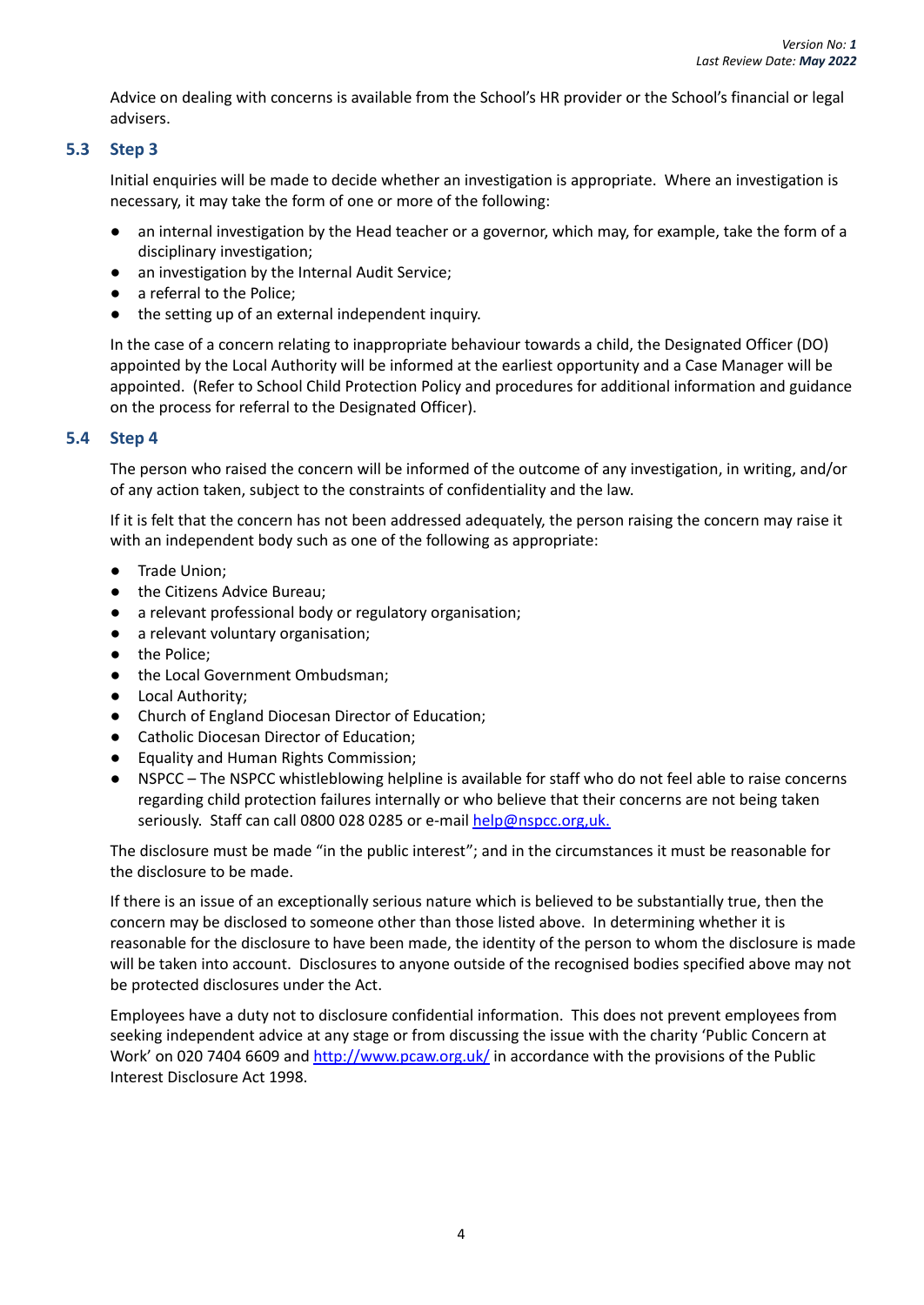Advice on dealing with concerns is available from the School's HR provider or the School's financial or legal advisers.

### 5.3 Step 3

Initial enquiries will be made to decide whether an investigation is appropriate. Where an investigation is necessary, it may take the form of one or more of the following:

- an internal investigation by the Head teacher or a governor, which may, for example, take the form of a disciplinary investigation;
- an investigation by the Internal Audit Service;
- a referral to the Police;
- the setting up of an external independent inquiry.

In the case of a concern relating to inappropriate behaviour towards a child, the Designated Officer (DO) appointed by the Local Authority will be informed at the earliest opportunity and a Case Manager will be appointed. (Refer to School Child Protection Policy and procedures for additional information and guidance on the process for referral to the Designated Officer).

### 5.4 Step 4

The person who raised the concern will be informed of the outcome of any investigation, in writing, and/or of any action taken, subject to the constraints of confidentiality and the law.

If it is felt that the concern has not been addressed adequately, the person raising the concern may raise it with an independent body such as one of the following as appropriate:

- Trade Union;
- the Citizens Advice Bureau;
- a relevant professional body or regulatory organisation;
- a relevant voluntary organisation;
- the Police;
- the Local Government Ombudsman;
- Local Authority;
- Church of England Diocesan Director of Education;
- Catholic Diocesan Director of Education;
- Equality and Human Rights Commission;
- NSPCC – The NSPCC whistleblowing helpline is available for staff who do not feel able to raise concerns regarding child protection failures internally or who believe that their concerns are not being taken seriously. Staff can call 0800 028 0285 or e-mail help@nspcc.org,uk.

The disclosure must be made "in the public interest"; and in the circumstances it must be reasonable for the disclosure to be made.

If there is an issue of an exceptionally serious nature which is believed to be substantially true, then the concern may be disclosed to someone other than those listed above. In determining whether it is reasonable for the disclosure to have been made, the identity of the person to whom the disclosure is made will be taken into account. Disclosures to anyone outside of the recognised bodies specified above may not be protected disclosures under the Act.

Employees have a duty not to disclosure confidential information. This does not prevent employees from seeking independent advice at any stage or from discussing the issue with the charity 'Public Concern at Work' on 020 7404 6609 and http://www.pcaw.org.uk/ in accordance with the provisions of the Public Interest Disclosure Act 1998.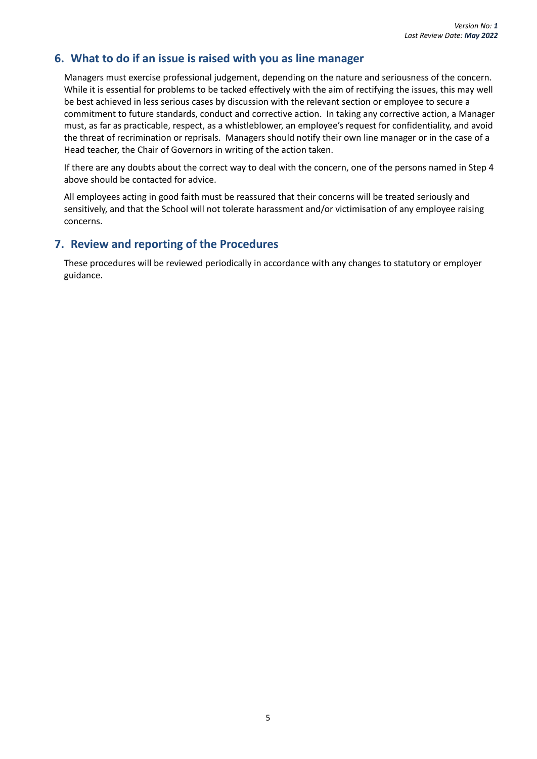## 6. What to do if an issue is raised with you as line manager

Managers must exercise professional judgement, depending on the nature and seriousness of the concern. While it is essential for problems to be tacked effectively with the aim of rectifying the issues, this may well be best achieved in less serious cases by discussion with the relevant section or employee to secure a commitment to future standards, conduct and corrective action. In taking any corrective action, a Manager must, as far as practicable, respect, as a whistleblower, an employee's request for confidentiality, and avoid the threat of recrimination or reprisals. Managers should notify their own line manager or in the case of a Head teacher, the Chair of Governors in writing of the action taken.

If there are any doubts about the correct way to deal with the concern, one of the persons named in Step 4 above should be contacted for advice.

All employees acting in good faith must be reassured that their concerns will be treated seriously and sensitively, and that the School will not tolerate harassment and/or victimisation of any employee raising concerns.

## 7. Review and reporting of the Procedures

These procedures will be reviewed periodically in accordance with any changes to statutory or employer guidance.